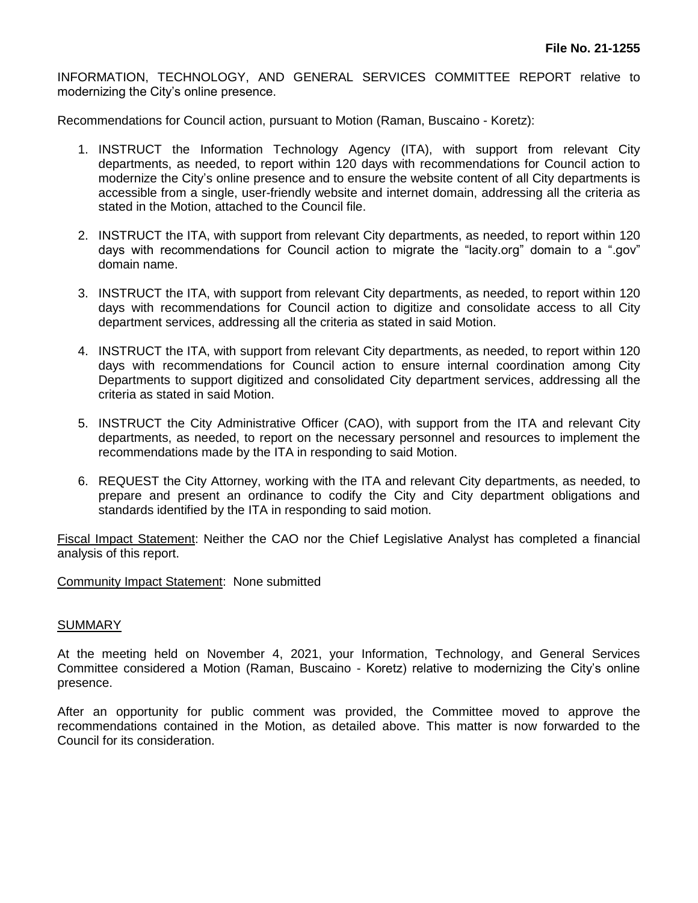**File No. 21-1255**

INFORMATION, TECHNOLOGY, AND GENERAL SERVICES COMMITTEE REPORT relative to modernizing the City's online presence.

Recommendations for Council action, pursuant to Motion (Raman, Buscaino - Koretz):

1. INSTRUCT the Information Technology Agency (ITA), with support from relevant City departments, as needed, to report within 120 days with recommendations for Council action to modernize the City's online presence and to ensure the website content of all City departments is accessible from a single, user-friendly website and internet domain, addressing all the criteria as stated in the Motion, attached to the Council file.

2. INSTRUCT the ITA, with support from relevant City departments, as needed, to report within 120 days with recommendations for Council action to migrate the "lacity.org" domain to a ".gov" domain name.

3. INSTRUCT the ITA, with support from relevant City departments, as needed, to report within 120 days with recommendations for Council action to digitize and consolidate access to all City department services, addressing all the criteria as stated in said Motion.

4. INSTRUCT the ITA, with support from relevant City departments, as needed, to report within 120 days with recommendations for Council action to ensure internal coordination among City Departments to support digitized and consolidated City department services, addressing all the criteria as stated in said Motion.

5. INSTRUCT the City Administrative Officer (CAO), with support from the ITA and relevant City departments, as needed, to report on the necessary personnel and resources to implement the recommendations made by the ITA in responding to said Motion.

6. REQUEST the City Attorney, working with the ITA and relevant City departments, as needed, to prepare and present an ordinance to codify the City and City department obligations and standards identified by the ITA in responding to said motion.

Fiscal Impact Statement: Neither the CAO nor the Chief Legislative Analyst has completed a financial analysis of this report.

Community Impact Statement: None submitted

## SUMMARY

At the meeting held on November 4, 2021, your Information, Technology, and General Services Committee considered a Motion (Raman, Buscaino - Koretz) relative to modernizing the City's online presence.

After an opportunity for public comment was provided, the Committee moved to approve the recommendations contained in the Motion, as detailed above. This matter is now forwarded to the Council for its consideration.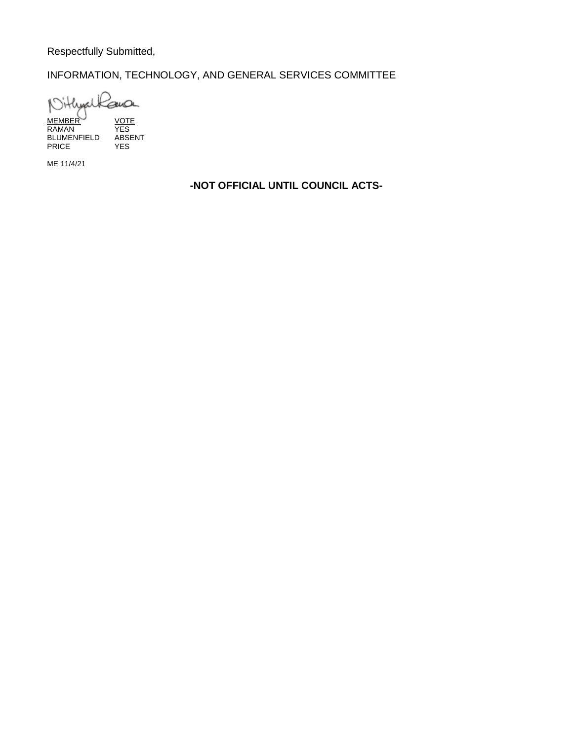Respectfully Submitted,

INFORMATION, TECHNOLOGY, AND GENERAL SERVICES COMMITTEE

| MEMBER | VOTE |
| --- | --- |
| RAMAN | YES |
| BLUMENFIELD | ABSENT |
| PRICE | YES |

ME 11/4/21

**-NOT OFFICIAL UNTIL COUNCIL ACTS-**